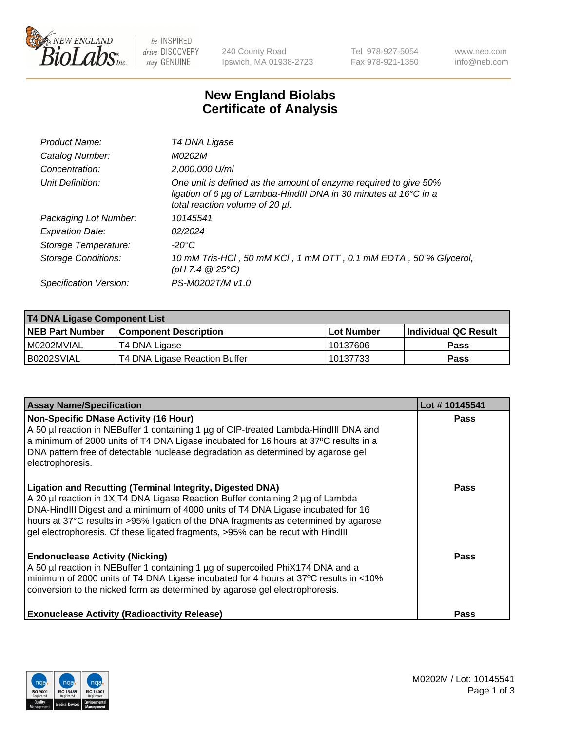New England BioLabs Inc. — be INSPIRED drive DISCOVERY stay GENUINE

240 County Road
Ipswich, MA 01938-2723

Tel 978-927-5054
Fax 978-921-1350

www.neb.com
info@neb.com

# New England Biolabs
# Certificate of Analysis

| | |
|---|---|
| *Product Name:* | *T4 DNA Ligase* |
| *Catalog Number:* | *M0202M* |
| *Concentration:* | *2,000,000 U/ml* |
| *Unit Definition:* | *One unit is defined as the amount of enzyme required to give 50% ligation of 6 µg of Lambda-HindIII DNA in 30 minutes at 16°C in a total reaction volume of 20 µl.* |
| *Packaging Lot Number:* | *10145541* |
| *Expiration Date:* | *02/2024* |
| *Storage Temperature:* | *-20°C* |
| *Storage Conditions:* | *10 mM Tris-HCl , 50 mM KCl , 1 mM DTT , 0.1 mM EDTA , 50 % Glycerol, (pH 7.4 @ 25°C)* |
| *Specification Version:* | *PS-M0202T/M v1.0* |

| **T4 DNA Ligase Component List** | | | |
|---|---|---|---|
| **NEB Part Number** | **Component Description** | **Lot Number** | **Individual QC Result** |
| M0202MVIAL | T4 DNA Ligase | 10137606 | **Pass** |
| B0202SVIAL | T4 DNA Ligase Reaction Buffer | 10137733 | **Pass** |

| **Assay Name/Specification** | **Lot # 10145541** |
|---|---|
| **Non-Specific DNase Activity (16 Hour)** A 50 µl reaction in NEBuffer 1 containing 1 µg of CIP-treated Lambda-HindIII DNA and a minimum of 2000 units of T4 DNA Ligase incubated for 16 hours at 37ºC results in a DNA pattern free of detectable nuclease degradation as determined by agarose gel electrophoresis. | **Pass** |
| **Ligation and Recutting (Terminal Integrity, Digested DNA)** A 20 µl reaction in 1X T4 DNA Ligase Reaction Buffer containing 2 µg of Lambda DNA-HindIII Digest and a minimum of 4000 units of T4 DNA Ligase incubated for 16 hours at 37°C results in >95% ligation of the DNA fragments as determined by agarose gel electrophoresis. Of these ligated fragments, >95% can be recut with HindIII. | **Pass** |
| **Endonuclease Activity (Nicking)** A 50 µl reaction in NEBuffer 1 containing 1 µg of supercoiled PhiX174 DNA and a minimum of 2000 units of T4 DNA Ligase incubated for 4 hours at 37ºC results in <10% conversion to the nicked form as determined by agarose gel electrophoresis. | **Pass** |
| **Exonuclease Activity (Radioactivity Release)** | **Pass** |

M0202M / Lot: 10145541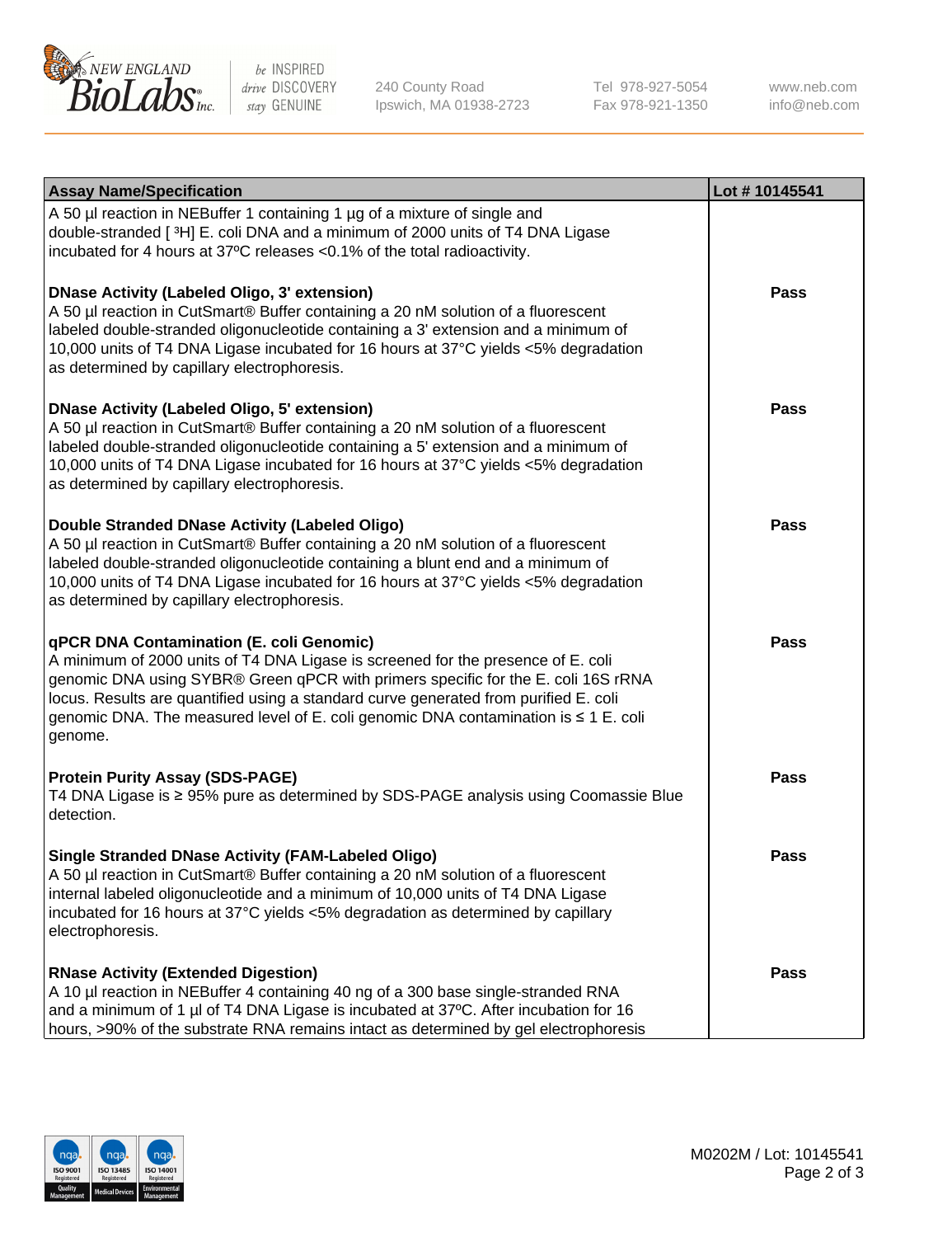| Assay Name/Specification | Lot # 10145541 |
| --- | --- |
| A 50 µl reaction in NEBuffer 1 containing 1 µg of a mixture of single and double-stranded [ $^3$H] E. coli DNA and a minimum of 2000 units of T4 DNA Ligase incubated for 4 hours at 37ºC releases <0.1% of the total radioactivity. | |
| **DNase Activity (Labeled Oligo, 3' extension)**<br>A 50 µl reaction in CutSmart® Buffer containing a 20 nM solution of a fluorescent labeled double-stranded oligonucleotide containing a 3' extension and a minimum of 10,000 units of T4 DNA Ligase incubated for 16 hours at 37°C yields <5% degradation as determined by capillary electrophoresis. | **Pass** |
| **DNase Activity (Labeled Oligo, 5' extension)**<br>A 50 µl reaction in CutSmart® Buffer containing a 20 nM solution of a fluorescent labeled double-stranded oligonucleotide containing a 5' extension and a minimum of 10,000 units of T4 DNA Ligase incubated for 16 hours at 37°C yields <5% degradation as determined by capillary electrophoresis. | **Pass** |
| **Double Stranded DNase Activity (Labeled Oligo)**<br>A 50 µl reaction in CutSmart® Buffer containing a 20 nM solution of a fluorescent labeled double-stranded oligonucleotide containing a blunt end and a minimum of 10,000 units of T4 DNA Ligase incubated for 16 hours at 37°C yields <5% degradation as determined by capillary electrophoresis. | **Pass** |
| **qPCR DNA Contamination (E. coli Genomic)**<br>A minimum of 2000 units of T4 DNA Ligase is screened for the presence of E. coli genomic DNA using SYBR® Green qPCR with primers specific for the E. coli 16S rRNA locus. Results are quantified using a standard curve generated from purified E. coli genomic DNA. The measured level of E. coli genomic DNA contamination is ≤ 1 E. coli genome. | **Pass** |
| **Protein Purity Assay (SDS-PAGE)**<br>T4 DNA Ligase is ≥ 95% pure as determined by SDS-PAGE analysis using Coomassie Blue detection. | **Pass** |
| **Single Stranded DNase Activity (FAM-Labeled Oligo)**<br>A 50 µl reaction in CutSmart® Buffer containing a 20 nM solution of a fluorescent internal labeled oligonucleotide and a minimum of 10,000 units of T4 DNA Ligase incubated for 16 hours at 37°C yields <5% degradation as determined by capillary electrophoresis. | **Pass** |
| **RNase Activity (Extended Digestion)**<br>A 10 µl reaction in NEBuffer 4 containing 40 ng of a 300 base single-stranded RNA and a minimum of 1 µl of T4 DNA Ligase is incubated at 37ºC. After incubation for 16 hours, >90% of the substrate RNA remains intact as determined by gel electrophoresis | **Pass** |

M0202M / Lot: 10145541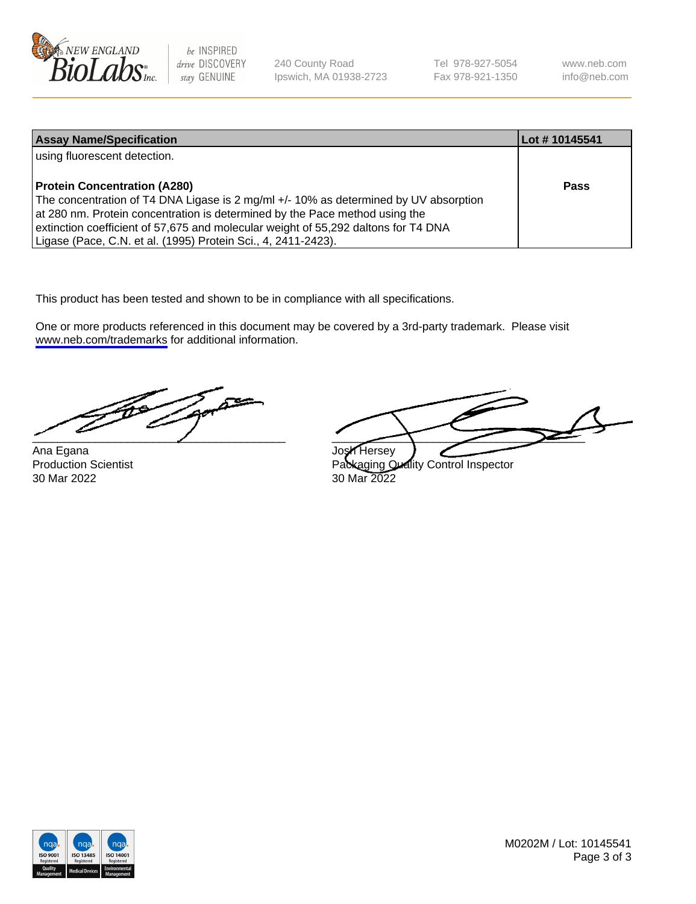| Assay Name/Specification | Lot # 10145541 |
|---|---|
| using fluorescent detection. | |
| **Protein Concentration (A280)**<br>The concentration of T4 DNA Ligase is 2 mg/ml +/- 10% as determined by UV absorption at 280 nm. Protein concentration is determined by the Pace method using the extinction coefficient of 57,675 and molecular weight of 55,292 daltons for T4 DNA Ligase (Pace, C.N. et al. (1995) Protein Sci., 4, 2411-2423). | **Pass** |

This product has been tested and shown to be in compliance with all specifications.

One or more products referenced in this document may be covered by a 3rd-party trademark. Please visit www.neb.com/trademarks for additional information.

Ana Egana
Production Scientist
30 Mar 2022

Josh Hersey
Packaging Quality Control Inspector
30 Mar 2022

M0202M / Lot: 10145541